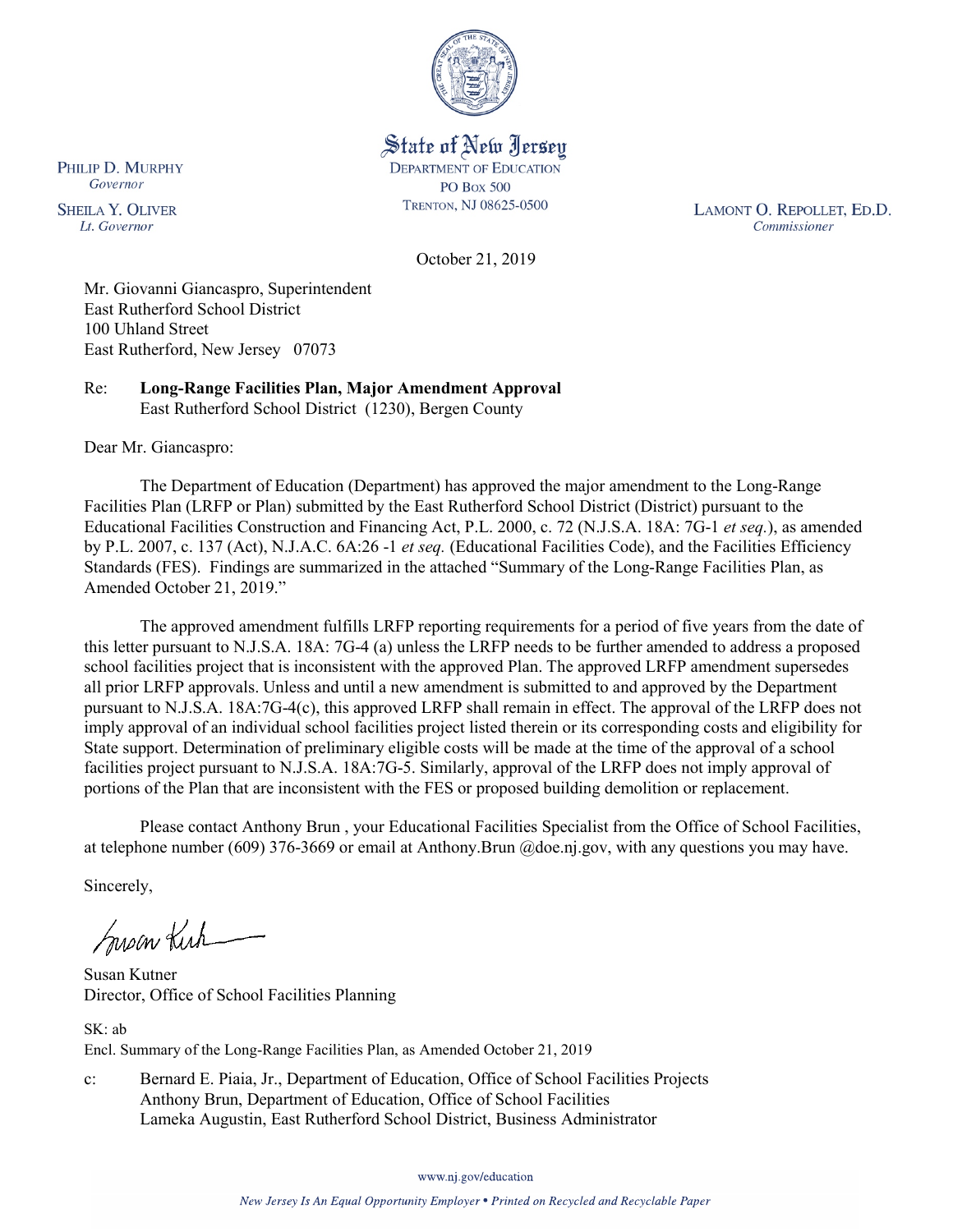State of New Jersey
DEPARTMENT OF EDUCATION
PO Box 500
TRENTON, NJ 08625-0500

PHILIP D. MURPHY
*Governor*

SHEILA Y. OLIVER
*Lt. Governor*

LAMONT O. REPOLLET, ED.D.
*Commissioner*

October 21, 2019

Mr. Giovanni Giancaspro, Superintendent
East Rutherford School District
100 Uhland Street
East Rutherford, New Jersey 07073

Re: **Long-Range Facilities Plan, Major Amendment Approval**
East Rutherford School District (1230), Bergen County

Dear Mr. Giancaspro:

The Department of Education (Department) has approved the major amendment to the Long-Range Facilities Plan (LRFP or Plan) submitted by the East Rutherford School District (District) pursuant to the Educational Facilities Construction and Financing Act, P.L. 2000, c. 72 (N.J.S.A. 18A: 7G-1 *et seq.*), as amended by P.L. 2007, c. 137 (Act), N.J.A.C. 6A:26 -1 *et seq.* (Educational Facilities Code), and the Facilities Efficiency Standards (FES). Findings are summarized in the attached "Summary of the Long-Range Facilities Plan, as Amended October 21, 2019."

The approved amendment fulfills LRFP reporting requirements for a period of five years from the date of this letter pursuant to N.J.S.A. 18A: 7G-4 (a) unless the LRFP needs to be further amended to address a proposed school facilities project that is inconsistent with the approved Plan. The approved LRFP amendment supersedes all prior LRFP approvals. Unless and until a new amendment is submitted to and approved by the Department pursuant to N.J.S.A. 18A:7G-4(c), this approved LRFP shall remain in effect. The approval of the LRFP does not imply approval of an individual school facilities project listed therein or its corresponding costs and eligibility for State support. Determination of preliminary eligible costs will be made at the time of the approval of a school facilities project pursuant to N.J.S.A. 18A:7G-5. Similarly, approval of the LRFP does not imply approval of portions of the Plan that are inconsistent with the FES or proposed building demolition or replacement.

Please contact Anthony Brun , your Educational Facilities Specialist from the Office of School Facilities, at telephone number (609) 376-3669 or email at Anthony.Brun @doe.nj.gov, with any questions you may have.

Sincerely,

Susan Kutner
Director, Office of School Facilities Planning

SK: ab
Encl. Summary of the Long-Range Facilities Plan, as Amended October 21, 2019

c: Bernard E. Piaia, Jr., Department of Education, Office of School Facilities Projects
Anthony Brun, Department of Education, Office of School Facilities
Lameka Augustin, East Rutherford School District, Business Administrator

www.nj.gov/education

*New Jersey Is An Equal Opportunity Employer • Printed on Recycled and Recyclable Paper*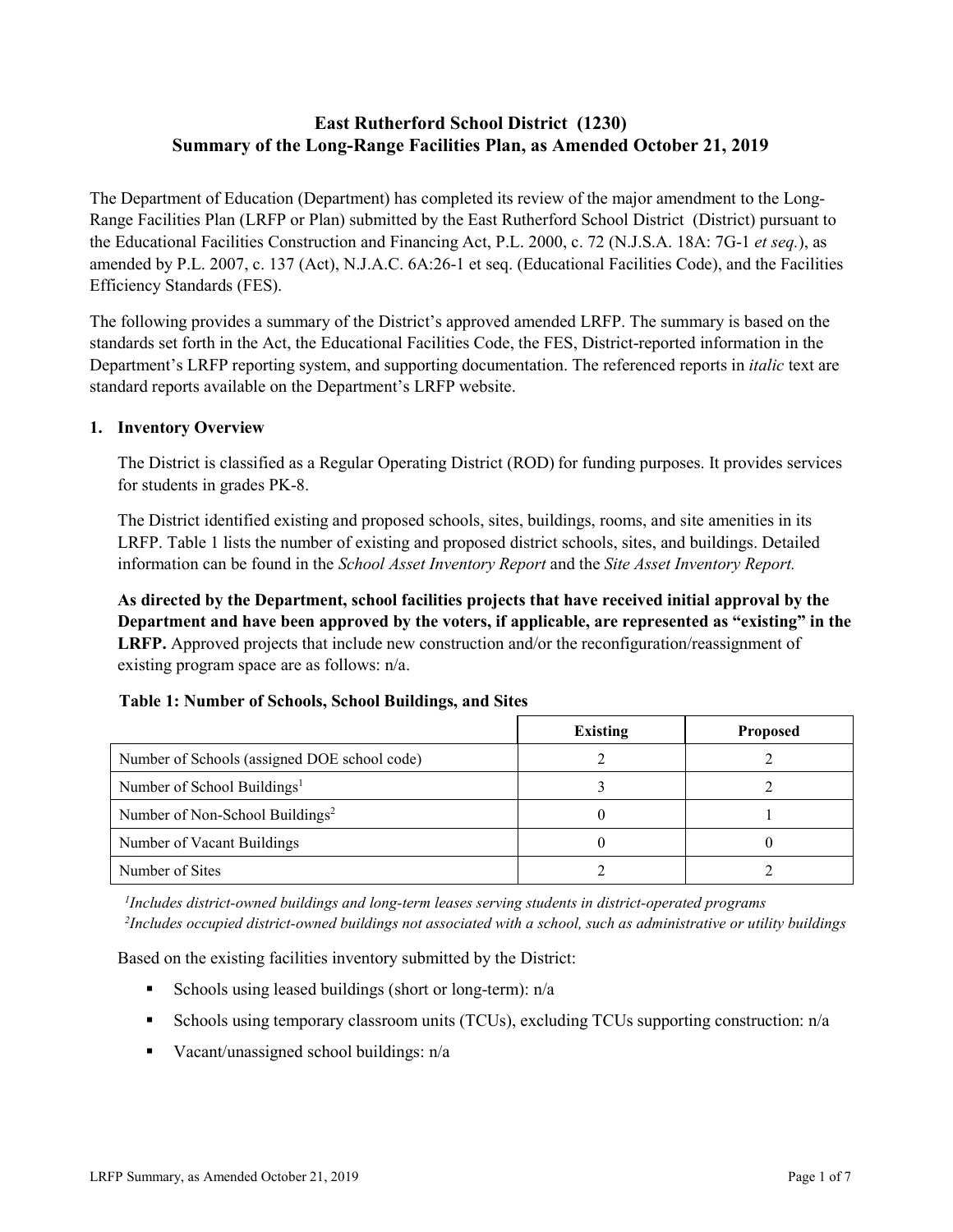# East Rutherford School District (1230)
# Summary of the Long-Range Facilities Plan, as Amended October 21, 2019

The Department of Education (Department) has completed its review of the major amendment to the Long-Range Facilities Plan (LRFP or Plan) submitted by the East Rutherford School District (District) pursuant to the Educational Facilities Construction and Financing Act, P.L. 2000, c. 72 (N.J.S.A. 18A: 7G-1 *et seq.*), as amended by P.L. 2007, c. 137 (Act), N.J.A.C. 6A:26-1 et seq. (Educational Facilities Code), and the Facilities Efficiency Standards (FES).

The following provides a summary of the District's approved amended LRFP. The summary is based on the standards set forth in the Act, the Educational Facilities Code, the FES, District-reported information in the Department's LRFP reporting system, and supporting documentation. The referenced reports in *italic* text are standard reports available on the Department's LRFP website.

## 1. Inventory Overview

The District is classified as a Regular Operating District (ROD) for funding purposes. It provides services for students in grades PK-8.

The District identified existing and proposed schools, sites, buildings, rooms, and site amenities in its LRFP. Table 1 lists the number of existing and proposed district schools, sites, and buildings. Detailed information can be found in the *School Asset Inventory Report* and the *Site Asset Inventory Report.*

**As directed by the Department, school facilities projects that have received initial approval by the Department and have been approved by the voters, if applicable, are represented as "existing" in the LRFP.** Approved projects that include new construction and/or the reconfiguration/reassignment of existing program space are as follows: n/a.

**Table 1: Number of Schools, School Buildings, and Sites**

| | Existing | Proposed |
|---|---|---|
| Number of Schools (assigned DOE school code) | 2 | 2 |
| Number of School Buildings[1] | 3 | 2 |
| Number of Non-School Buildings[2] | 0 | 1 |
| Number of Vacant Buildings | 0 | 0 |
| Number of Sites | 2 | 2 |

*[1]Includes district-owned buildings and long-term leases serving students in district-operated programs*
*[2]Includes occupied district-owned buildings not associated with a school, such as administrative or utility buildings*

Based on the existing facilities inventory submitted by the District:

- Schools using leased buildings (short or long-term): n/a
- Schools using temporary classroom units (TCUs), excluding TCUs supporting construction: n/a
- Vacant/unassigned school buildings: n/a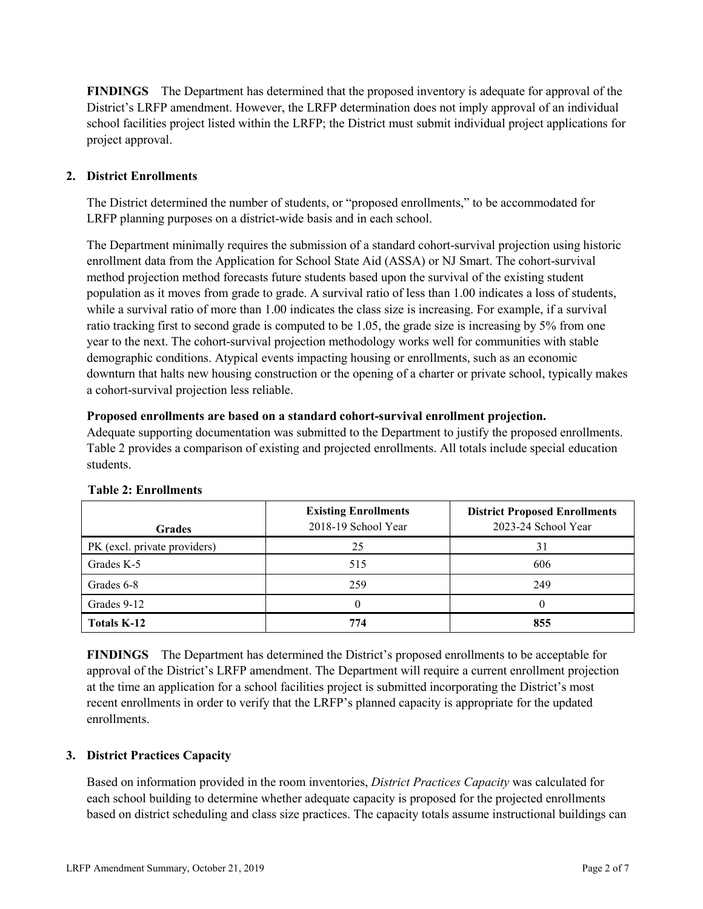**FINDINGS** The Department has determined that the proposed inventory is adequate for approval of the District's LRFP amendment. However, the LRFP determination does not imply approval of an individual school facilities project listed within the LRFP; the District must submit individual project applications for project approval.

## 2. District Enrollments

The District determined the number of students, or "proposed enrollments," to be accommodated for LRFP planning purposes on a district-wide basis and in each school.

The Department minimally requires the submission of a standard cohort-survival projection using historic enrollment data from the Application for School State Aid (ASSA) or NJ Smart. The cohort-survival method projection method forecasts future students based upon the survival of the existing student population as it moves from grade to grade. A survival ratio of less than 1.00 indicates a loss of students, while a survival ratio of more than 1.00 indicates the class size is increasing. For example, if a survival ratio tracking first to second grade is computed to be 1.05, the grade size is increasing by 5% from one year to the next. The cohort-survival projection methodology works well for communities with stable demographic conditions. Atypical events impacting housing or enrollments, such as an economic downturn that halts new housing construction or the opening of a charter or private school, typically makes a cohort-survival projection less reliable.

**Proposed enrollments are based on a standard cohort-survival enrollment projection.**
Adequate supporting documentation was submitted to the Department to justify the proposed enrollments. Table 2 provides a comparison of existing and projected enrollments. All totals include special education students.

**Table 2: Enrollments**

| Grades | Existing Enrollments 2018-19 School Year | District Proposed Enrollments 2023-24 School Year |
|---|---|---|
| PK (excl. private providers) | 25 | 31 |
| Grades K-5 | 515 | 606 |
| Grades 6-8 | 259 | 249 |
| Grades 9-12 | 0 | 0 |
| **Totals K-12** | **774** | **855** |

**FINDINGS** The Department has determined the District's proposed enrollments to be acceptable for approval of the District's LRFP amendment. The Department will require a current enrollment projection at the time an application for a school facilities project is submitted incorporating the District's most recent enrollments in order to verify that the LRFP's planned capacity is appropriate for the updated enrollments.

## 3. District Practices Capacity

Based on information provided in the room inventories, *District Practices Capacity* was calculated for each school building to determine whether adequate capacity is proposed for the projected enrollments based on district scheduling and class size practices. The capacity totals assume instructional buildings can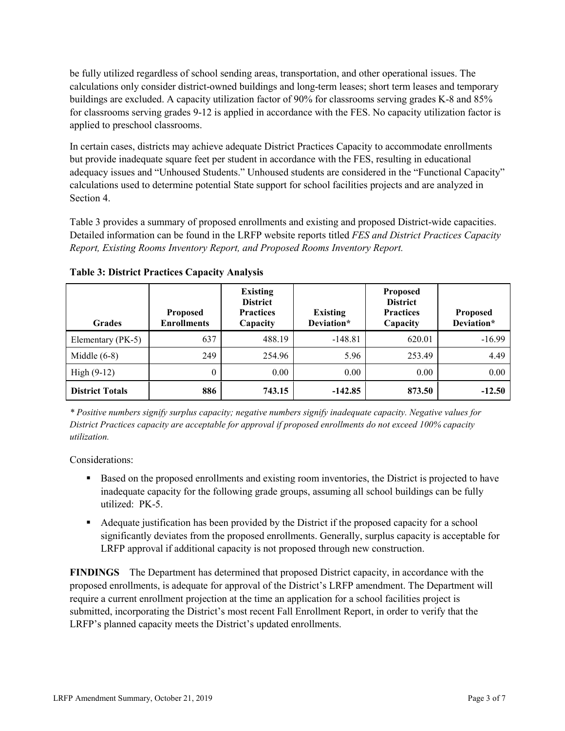be fully utilized regardless of school sending areas, transportation, and other operational issues. The calculations only consider district-owned buildings and long-term leases; short term leases and temporary buildings are excluded. A capacity utilization factor of 90% for classrooms serving grades K-8 and 85% for classrooms serving grades 9-12 is applied in accordance with the FES. No capacity utilization factor is applied to preschool classrooms.

In certain cases, districts may achieve adequate District Practices Capacity to accommodate enrollments but provide inadequate square feet per student in accordance with the FES, resulting in educational adequacy issues and "Unhoused Students." Unhoused students are considered in the "Functional Capacity" calculations used to determine potential State support for school facilities projects and are analyzed in Section 4.

Table 3 provides a summary of proposed enrollments and existing and proposed District-wide capacities. Detailed information can be found in the LRFP website reports titled *FES and District Practices Capacity Report, Existing Rooms Inventory Report, and Proposed Rooms Inventory Report.*

**Table 3: District Practices Capacity Analysis**

| Grades | Proposed Enrollments | Existing District Practices Capacity | Existing Deviation* | Proposed District Practices Capacity | Proposed Deviation* |
|---|---|---|---|---|---|
| Elementary (PK-5) | 637 | 488.19 | -148.81 | 620.01 | -16.99 |
| Middle (6-8) | 249 | 254.96 | 5.96 | 253.49 | 4.49 |
| High (9-12) | 0 | 0.00 | 0.00 | 0.00 | 0.00 |
| **District Totals** | **886** | **743.15** | **-142.85** | **873.50** | **-12.50** |

*\* Positive numbers signify surplus capacity; negative numbers signify inadequate capacity. Negative values for District Practices capacity are acceptable for approval if proposed enrollments do not exceed 100% capacity utilization.*

Considerations:

- Based on the proposed enrollments and existing room inventories, the District is projected to have inadequate capacity for the following grade groups, assuming all school buildings can be fully utilized: PK-5.
- Adequate justification has been provided by the District if the proposed capacity for a school significantly deviates from the proposed enrollments. Generally, surplus capacity is acceptable for LRFP approval if additional capacity is not proposed through new construction.

**FINDINGS** The Department has determined that proposed District capacity, in accordance with the proposed enrollments, is adequate for approval of the District's LRFP amendment. The Department will require a current enrollment projection at the time an application for a school facilities project is submitted, incorporating the District's most recent Fall Enrollment Report, in order to verify that the LRFP's planned capacity meets the District's updated enrollments.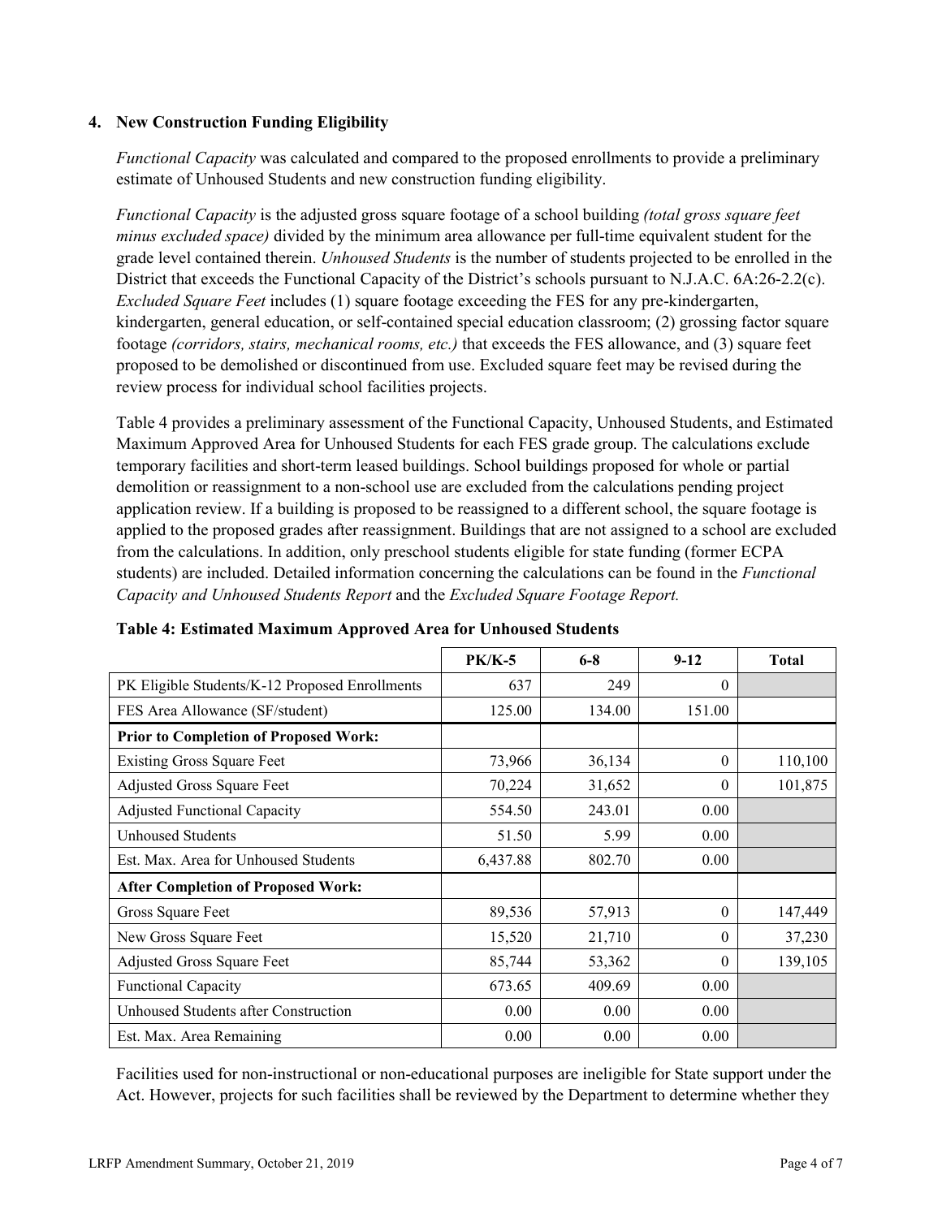### 4. New Construction Funding Eligibility

*Functional Capacity* was calculated and compared to the proposed enrollments to provide a preliminary estimate of Unhoused Students and new construction funding eligibility.

*Functional Capacity* is the adjusted gross square footage of a school building *(total gross square feet minus excluded space)* divided by the minimum area allowance per full-time equivalent student for the grade level contained therein. *Unhoused Students* is the number of students projected to be enrolled in the District that exceeds the Functional Capacity of the District's schools pursuant to N.J.A.C. 6A:26-2.2(c). *Excluded Square Feet* includes (1) square footage exceeding the FES for any pre-kindergarten, kindergarten, general education, or self-contained special education classroom; (2) grossing factor square footage *(corridors, stairs, mechanical rooms, etc.)* that exceeds the FES allowance, and (3) square feet proposed to be demolished or discontinued from use. Excluded square feet may be revised during the review process for individual school facilities projects.

Table 4 provides a preliminary assessment of the Functional Capacity, Unhoused Students, and Estimated Maximum Approved Area for Unhoused Students for each FES grade group. The calculations exclude temporary facilities and short-term leased buildings. School buildings proposed for whole or partial demolition or reassignment to a non-school use are excluded from the calculations pending project application review. If a building is proposed to be reassigned to a different school, the square footage is applied to the proposed grades after reassignment. Buildings that are not assigned to a school are excluded from the calculations. In addition, only preschool students eligible for state funding (former ECPA students) are included. Detailed information concerning the calculations can be found in the *Functional Capacity and Unhoused Students Report* and the *Excluded Square Footage Report.*

**Table 4: Estimated Maximum Approved Area for Unhoused Students**

| | PK/K-5 | 6-8 | 9-12 | Total |
|---|---|---|---|---|
| PK Eligible Students/K-12 Proposed Enrollments | 637 | 249 | 0 | |
| FES Area Allowance (SF/student) | 125.00 | 134.00 | 151.00 | |
| **Prior to Completion of Proposed Work:** | | | | |
| Existing Gross Square Feet | 73,966 | 36,134 | 0 | 110,100 |
| Adjusted Gross Square Feet | 70,224 | 31,652 | 0 | 101,875 |
| Adjusted Functional Capacity | 554.50 | 243.01 | 0.00 | |
| Unhoused Students | 51.50 | 5.99 | 0.00 | |
| Est. Max. Area for Unhoused Students | 6,437.88 | 802.70 | 0.00 | |
| **After Completion of Proposed Work:** | | | | |
| Gross Square Feet | 89,536 | 57,913 | 0 | 147,449 |
| New Gross Square Feet | 15,520 | 21,710 | 0 | 37,230 |
| Adjusted Gross Square Feet | 85,744 | 53,362 | 0 | 139,105 |
| Functional Capacity | 673.65 | 409.69 | 0.00 | |
| Unhoused Students after Construction | 0.00 | 0.00 | 0.00 | |
| Est. Max. Area Remaining | 0.00 | 0.00 | 0.00 | |

Facilities used for non-instructional or non-educational purposes are ineligible for State support under the Act. However, projects for such facilities shall be reviewed by the Department to determine whether they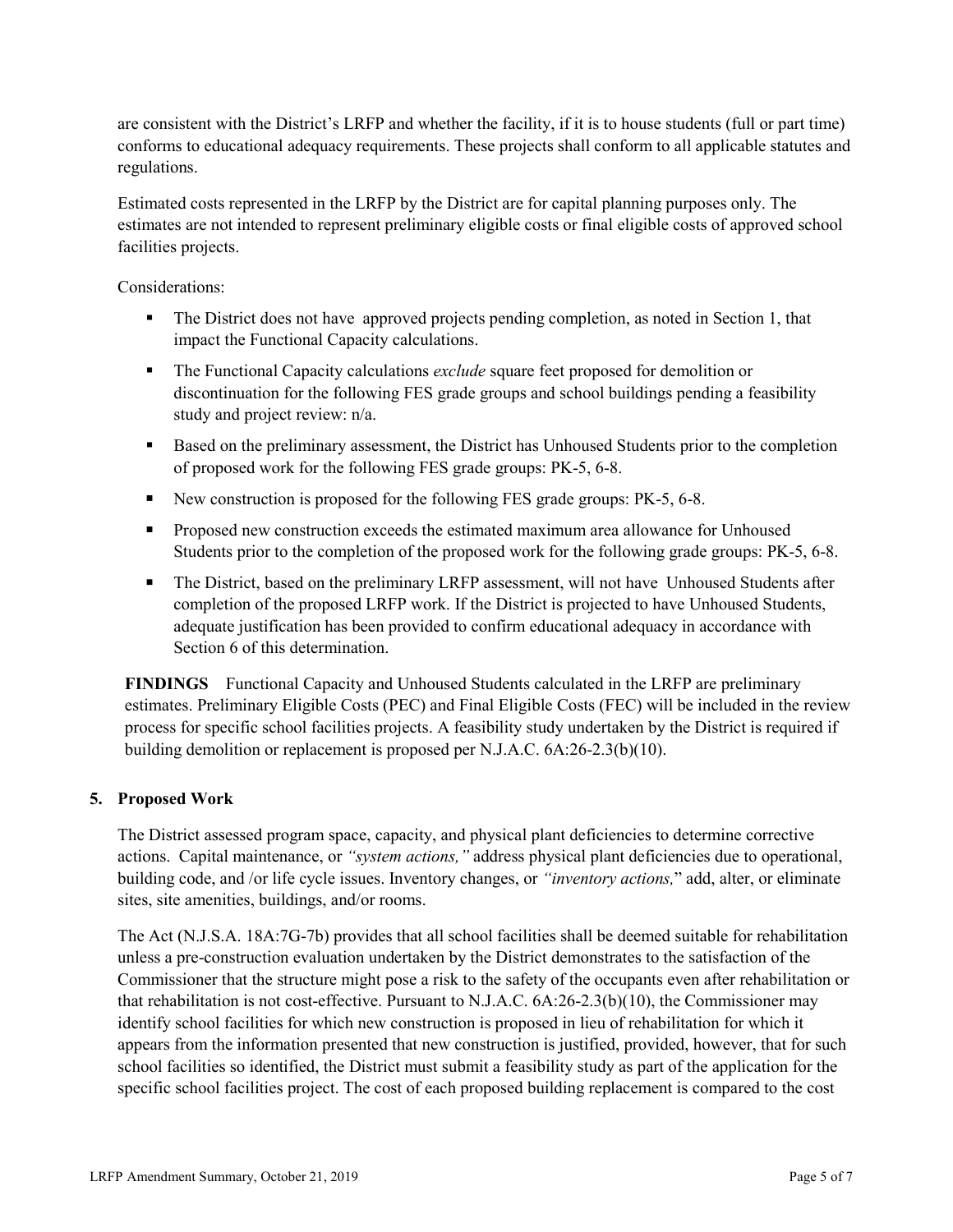are consistent with the District's LRFP and whether the facility, if it is to house students (full or part time) conforms to educational adequacy requirements. These projects shall conform to all applicable statutes and regulations.

Estimated costs represented in the LRFP by the District are for capital planning purposes only. The estimates are not intended to represent preliminary eligible costs or final eligible costs of approved school facilities projects.

Considerations:

- The District does not have approved projects pending completion, as noted in Section 1, that impact the Functional Capacity calculations.
- The Functional Capacity calculations *exclude* square feet proposed for demolition or discontinuation for the following FES grade groups and school buildings pending a feasibility study and project review: n/a.
- Based on the preliminary assessment, the District has Unhoused Students prior to the completion of proposed work for the following FES grade groups: PK-5, 6-8.
- New construction is proposed for the following FES grade groups: PK-5, 6-8.
- Proposed new construction exceeds the estimated maximum area allowance for Unhoused Students prior to the completion of the proposed work for the following grade groups: PK-5, 6-8.
- The District, based on the preliminary LRFP assessment, will not have Unhoused Students after completion of the proposed LRFP work. If the District is projected to have Unhoused Students, adequate justification has been provided to confirm educational adequacy in accordance with Section 6 of this determination.

**FINDINGS** Functional Capacity and Unhoused Students calculated in the LRFP are preliminary estimates. Preliminary Eligible Costs (PEC) and Final Eligible Costs (FEC) will be included in the review process for specific school facilities projects. A feasibility study undertaken by the District is required if building demolition or replacement is proposed per N.J.A.C. 6A:26-2.3(b)(10).

## 5. Proposed Work

The District assessed program space, capacity, and physical plant deficiencies to determine corrective actions. Capital maintenance, or *"system actions,"* address physical plant deficiencies due to operational, building code, and /or life cycle issues. Inventory changes, or *"inventory actions,"* add, alter, or eliminate sites, site amenities, buildings, and/or rooms.

The Act (N.J.S.A. 18A:7G-7b) provides that all school facilities shall be deemed suitable for rehabilitation unless a pre-construction evaluation undertaken by the District demonstrates to the satisfaction of the Commissioner that the structure might pose a risk to the safety of the occupants even after rehabilitation or that rehabilitation is not cost-effective. Pursuant to N.J.A.C. 6A:26-2.3(b)(10), the Commissioner may identify school facilities for which new construction is proposed in lieu of rehabilitation for which it appears from the information presented that new construction is justified, provided, however, that for such school facilities so identified, the District must submit a feasibility study as part of the application for the specific school facilities project. The cost of each proposed building replacement is compared to the cost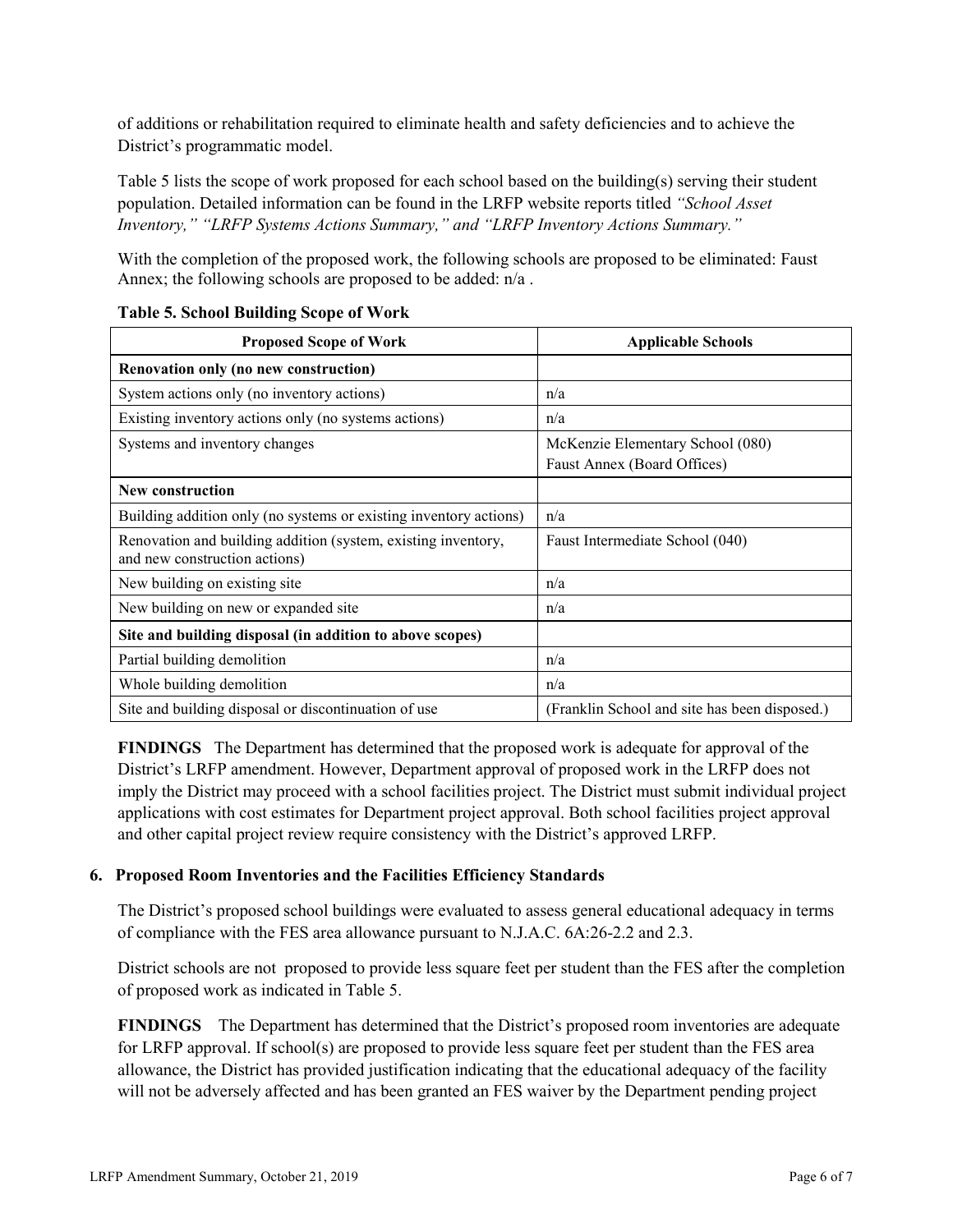of additions or rehabilitation required to eliminate health and safety deficiencies and to achieve the District's programmatic model.

Table 5 lists the scope of work proposed for each school based on the building(s) serving their student population. Detailed information can be found in the LRFP website reports titled *"School Asset Inventory," "LRFP Systems Actions Summary," and "LRFP Inventory Actions Summary."*

With the completion of the proposed work, the following schools are proposed to be eliminated: Faust Annex; the following schools are proposed to be added: n/a .

**Table 5. School Building Scope of Work**

| Proposed Scope of Work | Applicable Schools |
|---|---|
| **Renovation only (no new construction)** | |
| System actions only (no inventory actions) | n/a |
| Existing inventory actions only (no systems actions) | n/a |
| Systems and inventory changes | McKenzie Elementary School (080)<br>Faust Annex (Board Offices) |
| **New construction** | |
| Building addition only (no systems or existing inventory actions) | n/a |
| Renovation and building addition (system, existing inventory, and new construction actions) | Faust Intermediate School (040) |
| New building on existing site | n/a |
| New building on new or expanded site | n/a |
| **Site and building disposal (in addition to above scopes)** | |
| Partial building demolition | n/a |
| Whole building demolition | n/a |
| Site and building disposal or discontinuation of use | (Franklin School and site has been disposed.) |

**FINDINGS** The Department has determined that the proposed work is adequate for approval of the District's LRFP amendment. However, Department approval of proposed work in the LRFP does not imply the District may proceed with a school facilities project. The District must submit individual project applications with cost estimates for Department project approval. Both school facilities project approval and other capital project review require consistency with the District's approved LRFP.

### 6. Proposed Room Inventories and the Facilities Efficiency Standards

The District's proposed school buildings were evaluated to assess general educational adequacy in terms of compliance with the FES area allowance pursuant to N.J.A.C. 6A:26-2.2 and 2.3.

District schools are not proposed to provide less square feet per student than the FES after the completion of proposed work as indicated in Table 5.

**FINDINGS** The Department has determined that the District's proposed room inventories are adequate for LRFP approval. If school(s) are proposed to provide less square feet per student than the FES area allowance, the District has provided justification indicating that the educational adequacy of the facility will not be adversely affected and has been granted an FES waiver by the Department pending project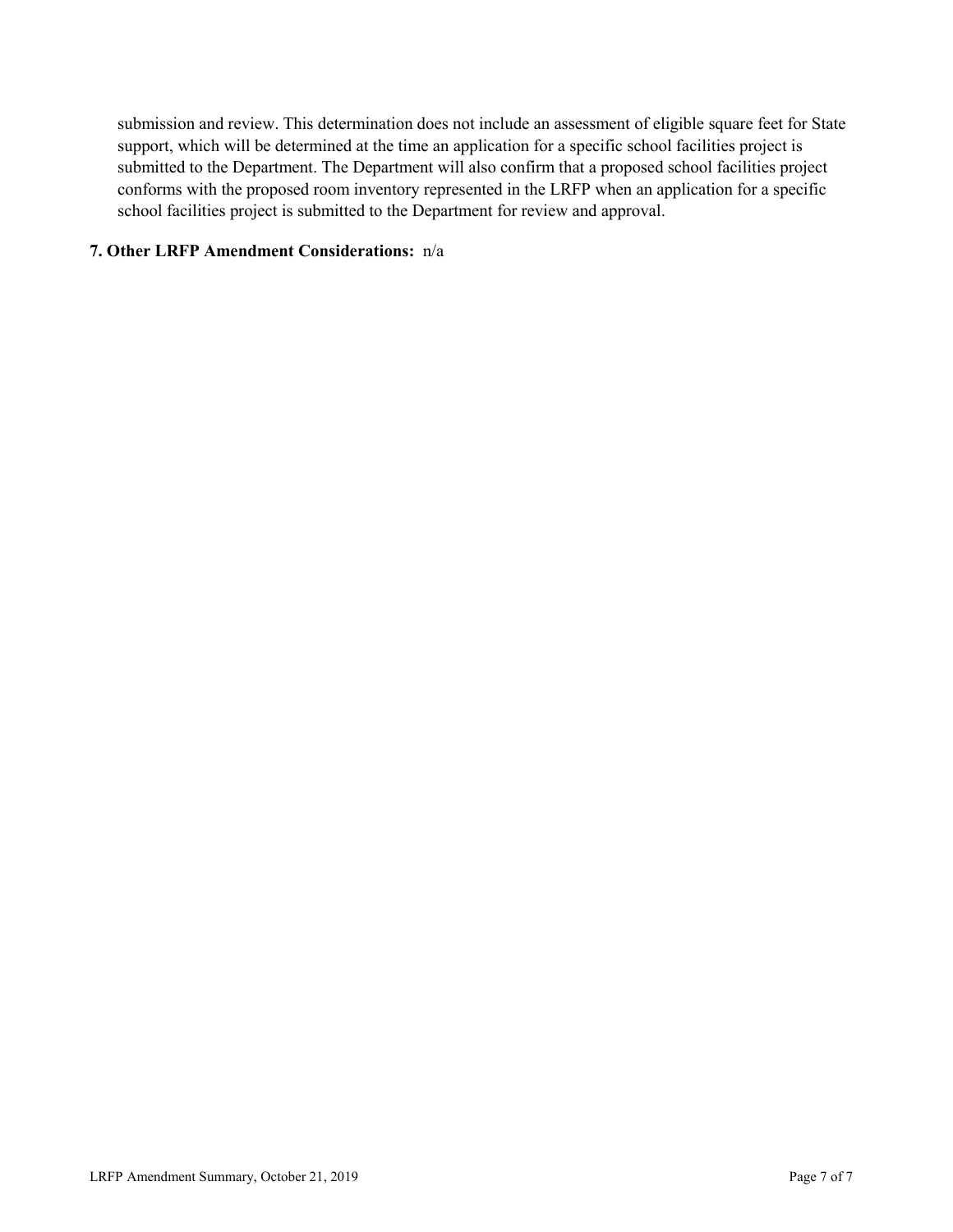submission and review. This determination does not include an assessment of eligible square feet for State support, which will be determined at the time an application for a specific school facilities project is submitted to the Department. The Department will also confirm that a proposed school facilities project conforms with the proposed room inventory represented in the LRFP when an application for a specific school facilities project is submitted to the Department for review and approval.

**7. Other LRFP Amendment Considerations:** n/a